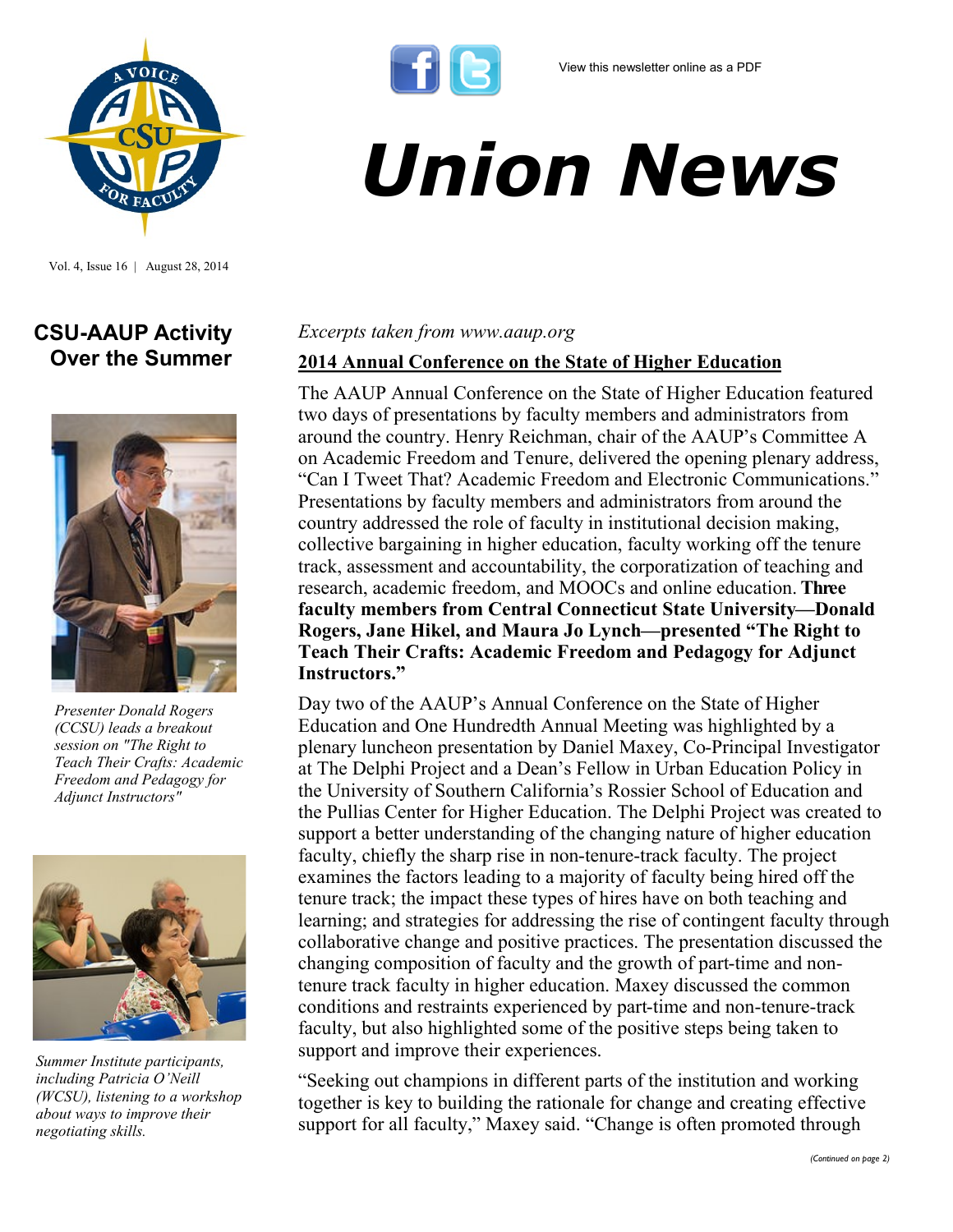View this newsletter online as a PDF

# Union News

Vol. 4, Issue 16 | August 28, 2014

## CSU-AAUP Activity Over the Summer

*Presenter Donald Rogers (CCSU) leads a breakout session on "The Right to Teach Their Crafts: Academic Freedom and Pedagogy for Adjunct Instructors"*

*Summer Institute participants, including Patricia O'Neill (WCSU), listening to a workshop about ways to improve their negotiating skills.*

*Excerpts taken from www.aaup.org*

### 2014 Annual Conference on the State of Higher Education

The AAUP Annual Conference on the State of Higher Education featured two days of presentations by faculty members and administrators from around the country. Henry Reichman, chair of the AAUP's Committee A on Academic Freedom and Tenure, delivered the opening plenary address, "Can I Tweet That? Academic Freedom and Electronic Communications." Presentations by faculty members and administrators from around the country addressed the role of faculty in institutional decision making, collective bargaining in higher education, faculty working off the tenure track, assessment and accountability, the corporatization of teaching and research, academic freedom, and MOOCs and online education. **Three faculty members from Central Connecticut State University—Donald Rogers, Jane Hikel, and Maura Jo Lynch—presented "The Right to Teach Their Crafts: Academic Freedom and Pedagogy for Adjunct Instructors."**

Day two of the AAUP's Annual Conference on the State of Higher Education and One Hundredth Annual Meeting was highlighted by a plenary luncheon presentation by Daniel Maxey, Co-Principal Investigator at The Delphi Project and a Dean's Fellow in Urban Education Policy in the University of Southern California's Rossier School of Education and the Pullias Center for Higher Education. The Delphi Project was created to support a better understanding of the changing nature of higher education faculty, chiefly the sharp rise in non-tenure-track faculty. The project examines the factors leading to a majority of faculty being hired off the tenure track; the impact these types of hires have on both teaching and learning; and strategies for addressing the rise of contingent faculty through collaborative change and positive practices. The presentation discussed the changing composition of faculty and the growth of part-time and non-tenure track faculty in higher education. Maxey discussed the common conditions and restraints experienced by part-time and non-tenure-track faculty, but also highlighted some of the positive steps being taken to support and improve their experiences.

"Seeking out champions in different parts of the institution and working together is key to building the rationale for change and creating effective support for all faculty," Maxey said. "Change is often promoted through

*(Continued on page 2)*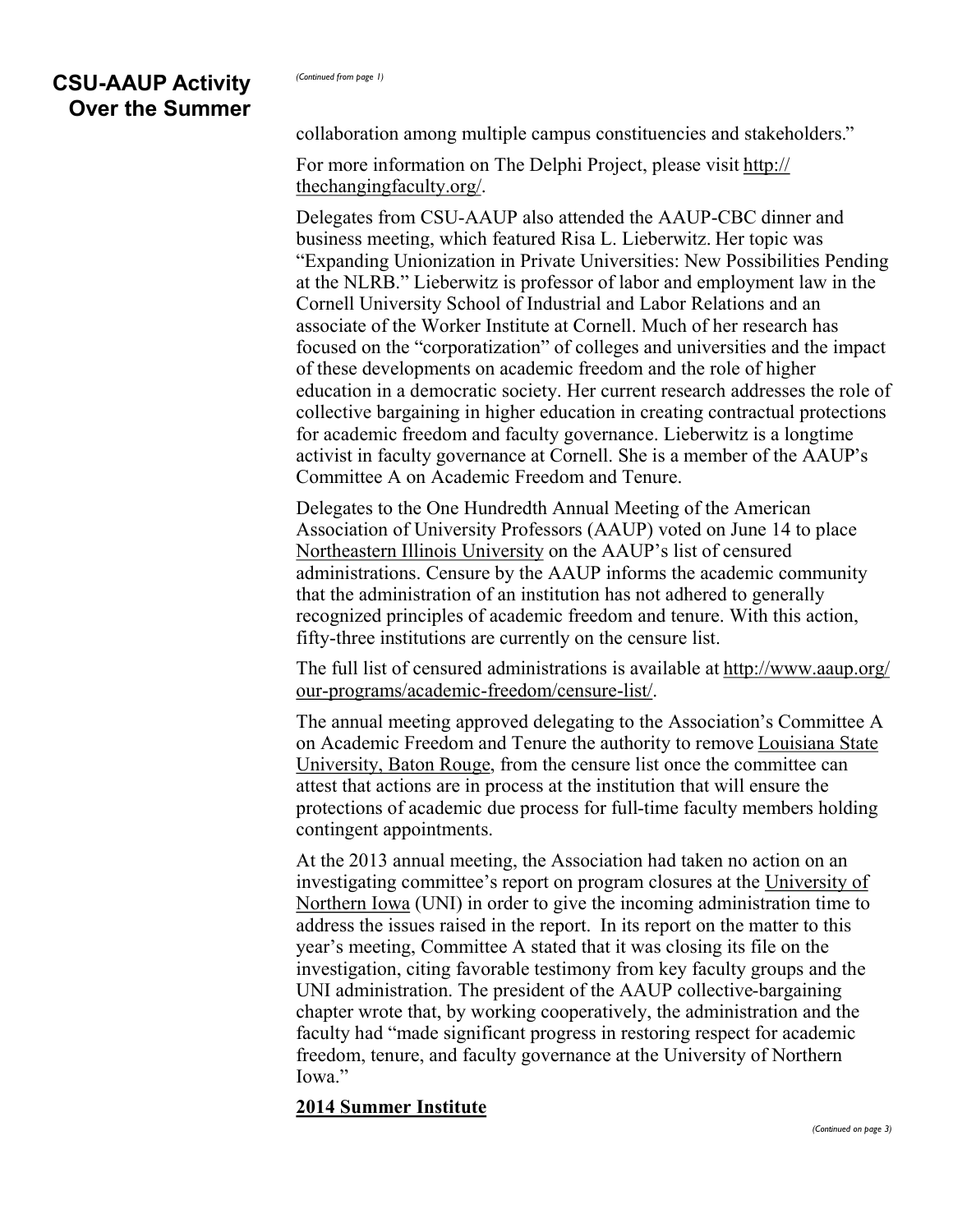## CSU-AAUP Activity Over the Summer

*(Continued from page 1)*

collaboration among multiple campus constituencies and stakeholders."

For more information on The Delphi Project, please visit http://thechangingfaculty.org/.

Delegates from CSU-AAUP also attended the AAUP-CBC dinner and business meeting, which featured Risa L. Lieberwitz. Her topic was "Expanding Unionization in Private Universities: New Possibilities Pending at the NLRB." Lieberwitz is professor of labor and employment law in the Cornell University School of Industrial and Labor Relations and an associate of the Worker Institute at Cornell. Much of her research has focused on the "corporatization" of colleges and universities and the impact of these developments on academic freedom and the role of higher education in a democratic society. Her current research addresses the role of collective bargaining in higher education in creating contractual protections for academic freedom and faculty governance. Lieberwitz is a longtime activist in faculty governance at Cornell. She is a member of the AAUP's Committee A on Academic Freedom and Tenure.

Delegates to the One Hundredth Annual Meeting of the American Association of University Professors (AAUP) voted on June 14 to place Northeastern Illinois University on the AAUP's list of censured administrations. Censure by the AAUP informs the academic community that the administration of an institution has not adhered to generally recognized principles of academic freedom and tenure. With this action, fifty-three institutions are currently on the censure list.

The full list of censured administrations is available at http://www.aaup.org/our-programs/academic-freedom/censure-list/.

The annual meeting approved delegating to the Association's Committee A on Academic Freedom and Tenure the authority to remove Louisiana State University, Baton Rouge, from the censure list once the committee can attest that actions are in process at the institution that will ensure the protections of academic due process for full-time faculty members holding contingent appointments.

At the 2013 annual meeting, the Association had taken no action on an investigating committee's report on program closures at the University of Northern Iowa (UNI) in order to give the incoming administration time to address the issues raised in the report. In its report on the matter to this year's meeting, Committee A stated that it was closing its file on the investigation, citing favorable testimony from key faculty groups and the UNI administration. The president of the AAUP collective-bargaining chapter wrote that, by working cooperatively, the administration and the faculty had "made significant progress in restoring respect for academic freedom, tenure, and faculty governance at the University of Northern Iowa."

**2014 Summer Institute**

*(Continued on page 3)*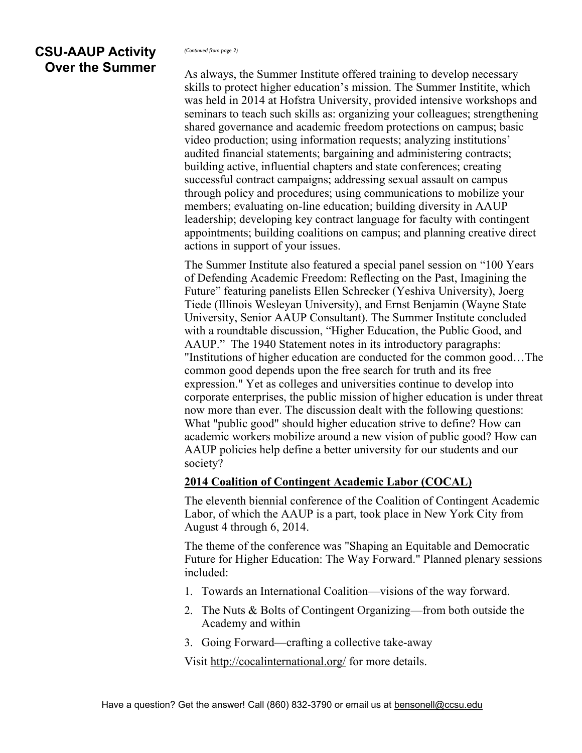## CSU-AAUP Activity Over the Summer

*(Continued from page 2)*

As always, the Summer Institute offered training to develop necessary skills to protect higher education's mission. The Summer Institite, which was held in 2014 at Hofstra University, provided intensive workshops and seminars to teach such skills as: organizing your colleagues; strengthening shared governance and academic freedom protections on campus; basic video production; using information requests; analyzing institutions' audited financial statements; bargaining and administering contracts; building active, influential chapters and state conferences; creating successful contract campaigns; addressing sexual assault on campus through policy and procedures; using communications to mobilize your members; evaluating on-line education; building diversity in AAUP leadership; developing key contract language for faculty with contingent appointments; building coalitions on campus; and planning creative direct actions in support of your issues.

The Summer Institute also featured a special panel session on "100 Years of Defending Academic Freedom: Reflecting on the Past, Imagining the Future" featuring panelists Ellen Schrecker (Yeshiva University), Joerg Tiede (Illinois Wesleyan University), and Ernst Benjamin (Wayne State University, Senior AAUP Consultant). The Summer Institute concluded with a roundtable discussion, "Higher Education, the Public Good, and AAUP." The 1940 Statement notes in its introductory paragraphs: "Institutions of higher education are conducted for the common good…The common good depends upon the free search for truth and its free expression." Yet as colleges and universities continue to develop into corporate enterprises, the public mission of higher education is under threat now more than ever. The discussion dealt with the following questions: What "public good" should higher education strive to define? How can academic workers mobilize around a new vision of public good? How can AAUP policies help define a better university for our students and our society?

### 2014 Coalition of Contingent Academic Labor (COCAL)

The eleventh biennial conference of the Coalition of Contingent Academic Labor, of which the AAUP is a part, took place in New York City from August 4 through 6, 2014.

The theme of the conference was "Shaping an Equitable and Democratic Future for Higher Education: The Way Forward." Planned plenary sessions included:

1. Towards an International Coalition—visions of the way forward.
2. The Nuts & Bolts of Contingent Organizing—from both outside the Academy and within
3. Going Forward—crafting a collective take-away

Visit http://cocalinternational.org/ for more details.

Have a question? Get the answer! Call (860) 832-3790 or email us at bensonell@ccsu.edu